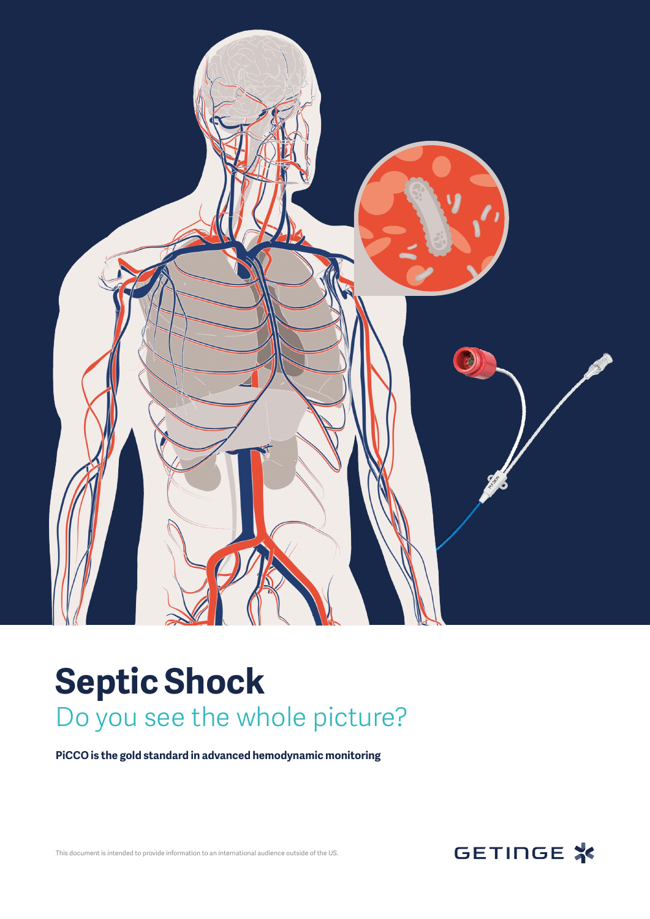# Septic Shock

## Do you see the whole picture?

**PiCCO is the gold standard in advanced hemodynamic monitoring**

This document is intended to provide information to an international audience outside of the US.

GETINGE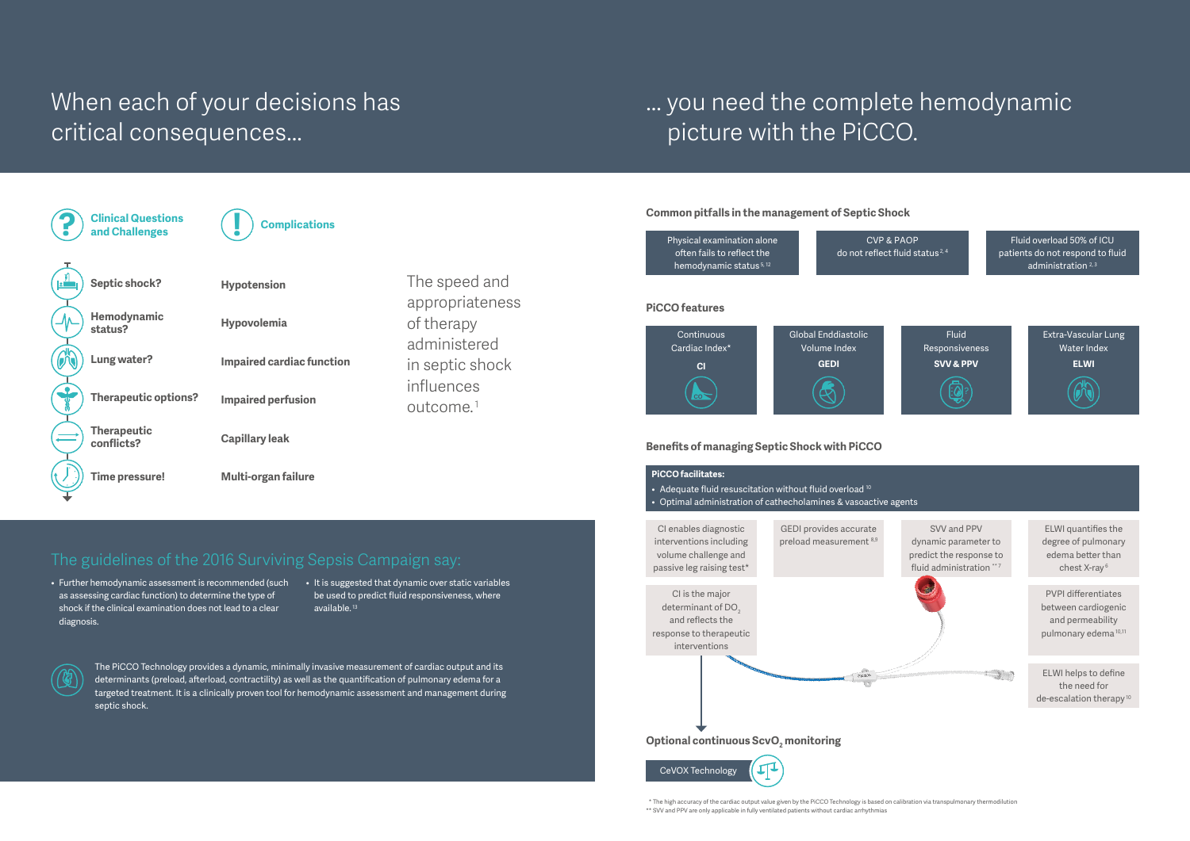# When each of your decisions has critical consequences...

# ... you need the complete hemodynamic picture with the PiCCO.

| Clinical Questions and Challenges | Complications |
| --- | --- |
| Septic shock? | Hypotension |
| Hemodynamic status? | Hypovolemia |
| Lung water? | Impaired cardiac function |
| Therapeutic options? | Impaired perfusion |
| Therapeutic conflicts? | Capillary leak |
| Time pressure! | Multi-organ failure |

The speed and appropriateness of therapy administered in septic shock influences outcome.[1]

## The guidelines of the 2016 Surviving Sepsis Campaign say:

- Further hemodynamic assessment is recommended (such as assessing cardiac function) to determine the type of shock if the clinical examination does not lead to a clear diagnosis.
- It is suggested that dynamic over static variables be used to predict fluid responsiveness, where available.[13]

The PiCCO Technology provides a dynamic, minimally invasive measurement of cardiac output and its determinants (preload, afterload, contractility) as well as the quantification of pulmonary edema for a targeted treatment. It is a clinically proven tool for hemodynamic assessment and management during septic shock.

### Common pitfalls in the management of Septic Shock

- Physical examination alone often fails to reflect the hemodynamic status[5,12]
- CVP & PAOP do not reflect fluid status[2,4]
- Fluid overload 50% of ICU patients do not respond to fluid administration[2,3]

### PiCCO features

- Continuous Cardiac Index* **CI**
- Global Enddiastolic Volume Index **GEDI**
- Fluid Responsiveness **SVV & PPV**
- Extra-Vascular Lung Water Index **ELWI**

### Benefits of managing Septic Shock with PiCCO

**PiCCO facilitates:**

- Adequate fluid resuscitation without fluid overload[10]
- Optimal administration of cathecholamines & vasoactive agents

- CI enables diagnostic interventions including volume challenge and passive leg raising test*
- GEDI provides accurate preload measurement[8,9]
- SVV and PPV dynamic parameter to predict the response to fluid administration**[7]
- ELWI quantifies the degree of pulmonary edema better than chest X-ray[6]
- CI is the major determinant of $DO_2$ and reflects the response to therapeutic interventions
- PVPI differentiates between cardiogenic and permeability pulmonary edema[10,11]
- ELWI helps to define the need for de-escalation therapy[10]

### Optional continuous $ScvO_2$ monitoring

CeVOX Technology

\* The high accuracy of the cardiac output value given by the PiCCO Technology is based on calibration via transpulmonary thermodilution
** SVV and PPV are only applicable in fully ventilated patients without cardiac arrhythmias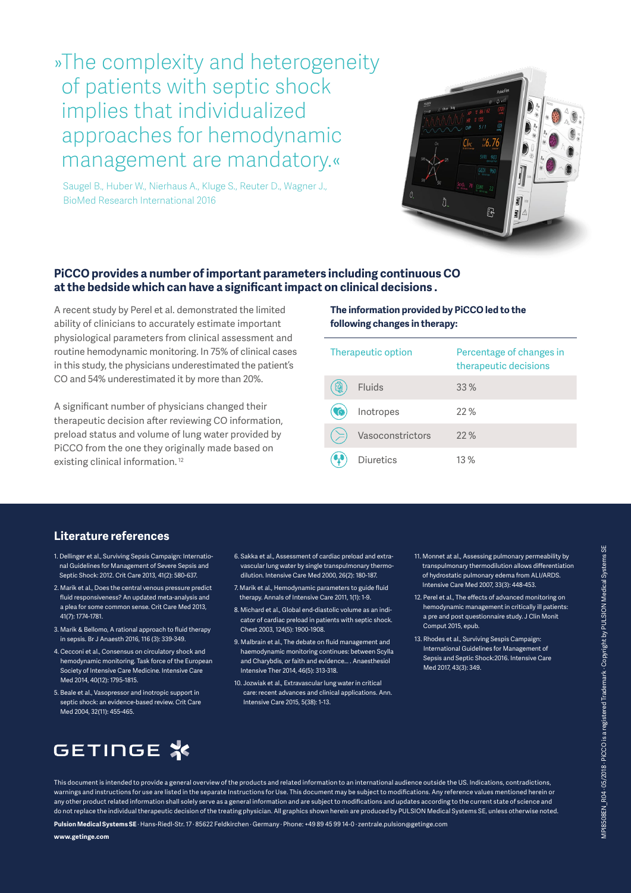»The complexity and heterogeneity of patients with septic shock implies that individualized approaches for hemodynamic management are mandatory.«

Saugel B., Huber W., Nierhaus A., Kluge S., Reuter D., Wagner J., BioMed Research International 2016

## PiCCO provides a number of important parameters including continuous CO at the bedside which can have a significant impact on clinical decisions.

A recent study by Perel et al. demonstrated the limited ability of clinicians to accurately estimate important physiological parameters from clinical assessment and routine hemodynamic monitoring. In 75% of clinical cases in this study, the physicians underestimated the patient's CO and 54% underestimated it by more than 20%.

A significant number of physicians changed their therapeutic decision after reviewing CO information, preload status and volume of lung water provided by PiCCO from the one they originally made based on existing clinical information.[12]

**The information provided by PiCCO led to the following changes in therapy:**

| Therapeutic option | Percentage of changes in therapeutic decisions |
|---|---|
| Fluids | 33 % |
| Inotropes | 22 % |
| Vasoconstrictors | 22 % |
| Diuretics | 13 % |

## Literature references

1. Dellinger et al., Surviving Sepsis Campaign: International Guidelines for Management of Severe Sepsis and Septic Shock: 2012. Crit Care 2013, 41(2): 580-637.
2. Marik et al., Does the central venous pressure predict fluid responsiveness? An updated meta-analysis and a plea for some common sense. Crit Care Med 2013, 41(7): 1774-1781.
3. Marik & Bellomo, A rational approach to fluid therapy in sepsis. Br J Anaesth 2016, 116 (3): 339-349.
4. Cecconi et al., Consensus on circulatory shock and hemodynamic monitoring. Task force of the European Society of Intensive Care Medicine. Intensive Care Med 2014, 40(12): 1795-1815.
5. Beale et al., Vasopressor and inotropic support in septic shock: an evidence-based review. Crit Care Med 2004, 32(11): 455-465.
6. Sakka et al., Assessment of cardiac preload and extravascular lung water by single transpulmonary thermodilution. Intensive Care Med 2000, 26(2): 180-187.
7. Marik et al., Hemodynamic parameters to guide fluid therapy. Annals of Intensive Care 2011, 1(1): 1-9.
8. Michard et al., Global end-diastolic volume as an indicator of cardiac preload in patients with septic shock. Chest 2003, 124(5): 1900-1908.
9. Malbrain et al., The debate on fluid management and haemodynamic monitoring continues: between Scylla and Charybdis, or faith and evidence... . Anaesthesiol Intensive Ther 2014, 46(5): 313-318.
10. Jozwiak et al., Extravascular lung water in critical care: recent advances and clinical applications. Ann. Intensive Care 2015, 5(38): 1-13.
11. Monnet at al., Assessing pulmonary permeability by transpulmonary thermodilution allows differentiation of hydrostatic pulmonary edema from ALI/ARDS. Intensive Care Med 2007, 33(3): 448-453.
12. Perel et al., The effects of advanced monitoring on hemodynamic management in critically ill patients: a pre and post questionnaire study. J Clin Monit Comput 2015, epub.
13. Rhodes et al., Surviving Sespis Campaign: International Guidelines for Management of Sepsis and Septic Shock:2016. Intensive Care Med 2017, 43(3): 349.

GETINGE

This document is intended to provide a general overview of the products and related information to an international audience outside the US. Indications, contradictions, warnings and instructions for use are listed in the separate Instructions for Use. This document may be subject to modifications. Any reference values mentioned herein or any other product related information shall solely serve as a general information and are subject to modifications and updates according to the current state of science and do not replace the individual therapeutic decision of the treating physician. All graphics shown herein are produced by PULSION Medical Systems SE, unless otherwise noted.

**Pulsion Medical Systems SE** · Hans-Riedl-Str. 17 · 85622 Feldkirchen · Germany · Phone: +49 89 45 99 14-0 · zentrale.pulsion@getinge.com

**www.getinge.com**

MPI8508EN_R04 · 05/2018 · PiCCO is a registered Trademark · Copyright by PULSION Medical Systems SE